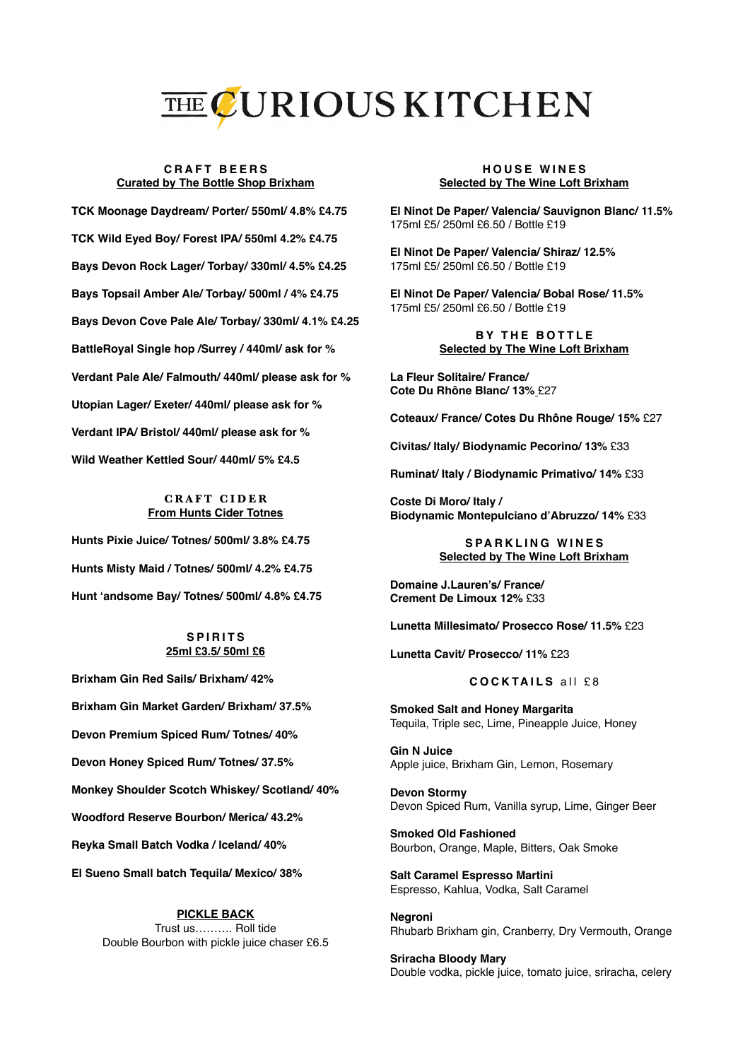# THE CURIOUS KITCHEN

## CRAFT BEERS
Curated by The Bottle Shop Brixham

**TCK Moonage Daydream/ Porter/ 550ml/ 4.8% £4.75**

**TCK Wild Eyed Boy/ Forest IPA/ 550ml 4.2% £4.75**

**Bays Devon Rock Lager/ Torbay/ 330ml/ 4.5% £4.25**

**Bays Topsail Amber Ale/ Torbay/ 500ml / 4% £4.75**

**Bays Devon Cove Pale Ale/ Torbay/ 330ml/ 4.1% £4.25**

**BattleRoyal Single hop /Surrey / 440ml/ ask for %**

**Verdant Pale Ale/ Falmouth/ 440ml/ please ask for %**

**Utopian Lager/ Exeter/ 440ml/ please ask for %**

**Verdant IPA/ Bristol/ 440ml/ please ask for %**

**Wild Weather Kettled Sour/ 440ml/ 5% £4.5**

## CRAFT CIDER
From Hunts Cider Totnes

**Hunts Pixie Juice/ Totnes/ 500ml/ 3.8% £4.75**

**Hunts Misty Maid / Totnes/ 500ml/ 4.2% £4.75**

**Hunt 'andsome Bay/ Totnes/ 500ml/ 4.8% £4.75**

## SPIRITS
25ml £3.5/ 50ml £6

**Brixham Gin Red Sails/ Brixham/ 42%**

**Brixham Gin Market Garden/ Brixham/ 37.5%**

**Devon Premium Spiced Rum/ Totnes/ 40%**

**Devon Honey Spiced Rum/ Totnes/ 37.5%**

**Monkey Shoulder Scotch Whiskey/ Scotland/ 40%**

**Woodford Reserve Bourbon/ Merica/ 43.2%**

**Reyka Small Batch Vodka / Iceland/ 40%**

**El Sueno Small batch Tequila/ Mexico/ 38%**

## PICKLE BACK
Trust us………. Roll tide
Double Bourbon with pickle juice chaser £6.5

## HOUSE WINES
Selected by The Wine Loft Brixham

**El Ninot De Paper/ Valencia/ Sauvignon Blanc/ 11.5%**
175ml £5/ 250ml £6.50 / Bottle £19

**El Ninot De Paper/ Valencia/ Shiraz/ 12.5%**
175ml £5/ 250ml £6.50 / Bottle £19

**El Ninot De Paper/ Valencia/ Bobal Rose/ 11.5%**
175ml £5/ 250ml £6.50 / Bottle £19

## BY THE BOTTLE
Selected by The Wine Loft Brixham

**La Fleur Solitaire/ France/ Cote Du Rhône Blanc/ 13%** £27

**Coteaux/ France/ Cotes Du Rhône Rouge/ 15%** £27

**Civitas/ Italy/ Biodynamic Pecorino/ 13%** £33

**Ruminat/ Italy / Biodynamic Primativo/ 14%** £33

**Coste Di Moro/ Italy / Biodynamic Montepulciano d'Abruzzo/ 14%** £33

## SPARKLING WINES
Selected by The Wine Loft Brixham

**Domaine J.Lauren's/ France/ Crement De Limoux 12%** £33

**Lunetta Millesimato/ Prosecco Rose/ 11.5%** £23

**Lunetta Cavit/ Prosecco/ 11%** £23

## COCKTAILS all £8

**Smoked Salt and Honey Margarita**
Tequila, Triple sec, Lime, Pineapple Juice, Honey

**Gin N Juice**
Apple juice, Brixham Gin, Lemon, Rosemary

**Devon Stormy**
Devon Spiced Rum, Vanilla syrup, Lime, Ginger Beer

**Smoked Old Fashioned**
Bourbon, Orange, Maple, Bitters, Oak Smoke

**Salt Caramel Espresso Martini**
Espresso, Kahlua, Vodka, Salt Caramel

**Negroni**
Rhubarb Brixham gin, Cranberry, Dry Vermouth, Orange

**Sriracha Bloody Mary**
Double vodka, pickle juice, tomato juice, sriracha, celery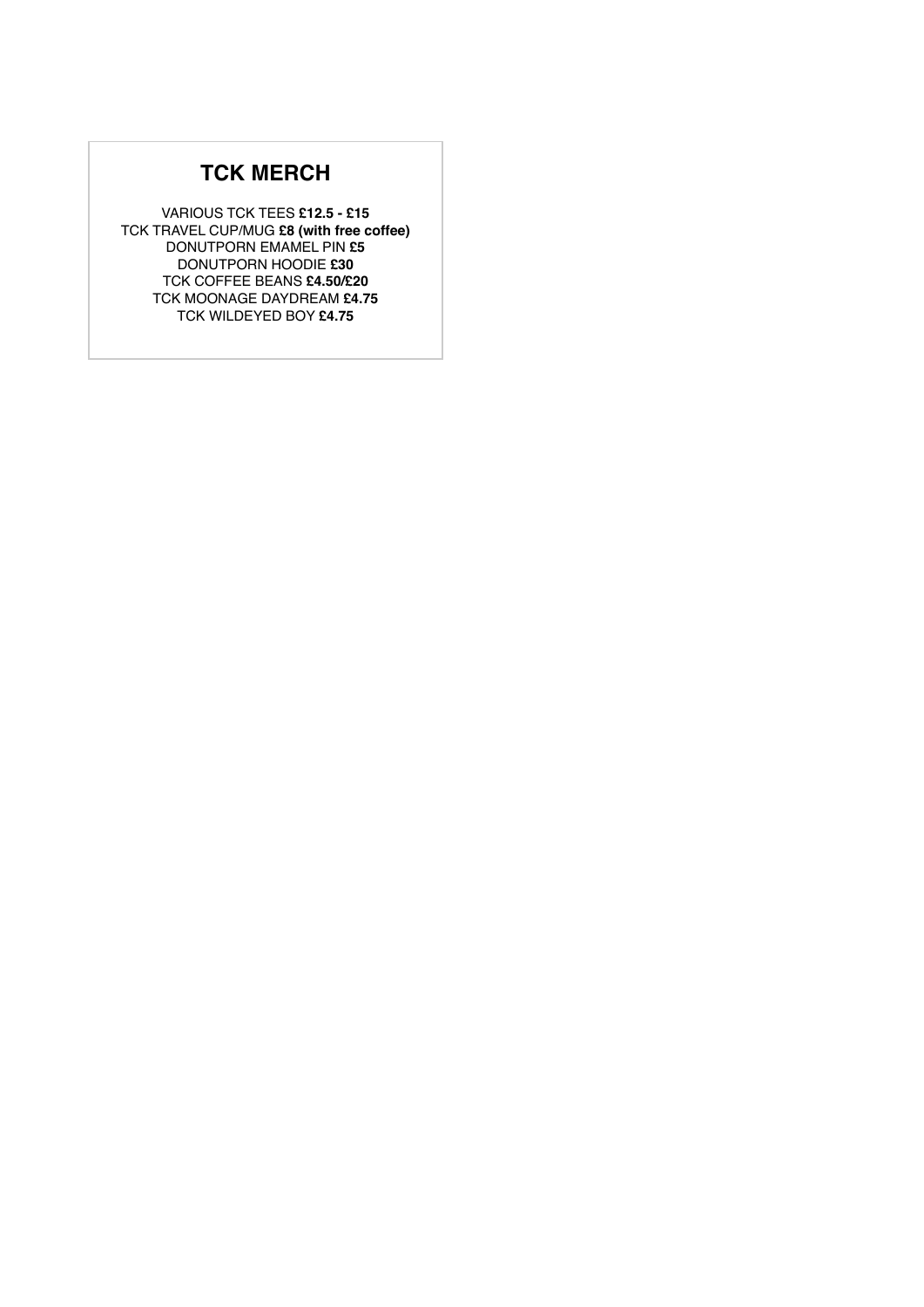## TCK MERCH

VARIOUS TCK TEES **£12.5 - £15**
TCK TRAVEL CUP/MUG **£8 (with free coffee)**
DONUTPORN EMAMEL PIN **£5**
DONUTPORN HOODIE **£30**
TCK COFFEE BEANS **£4.50/£20**
TCK MOONAGE DAYDREAM **£4.75**
TCK WILDEYED BOY **£4.75**